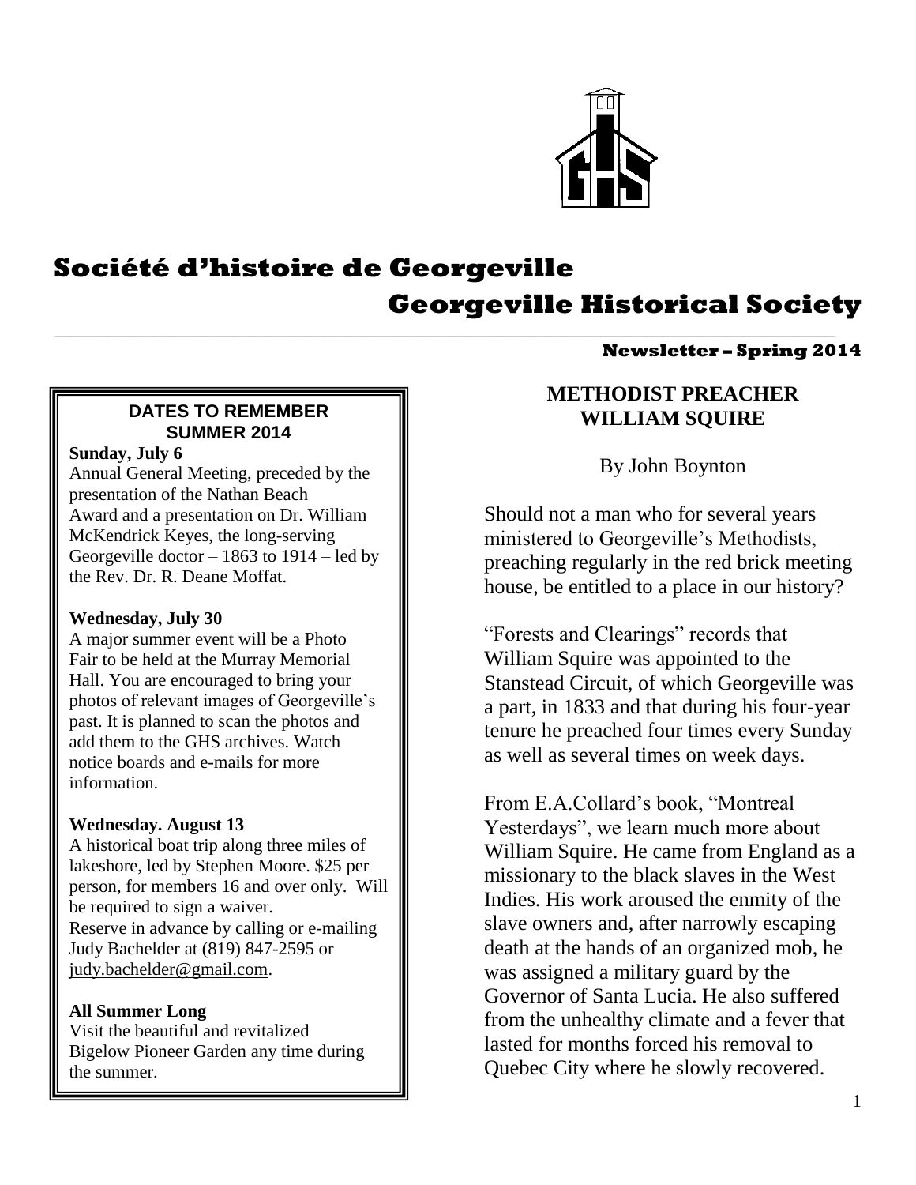# Société d'histoire de Georgeville

# Georgeville Historical Society

**Newsletter – Spring 2014**

## METHODIST PREACHER WILLIAM SQUIRE

By John Boynton

Should not a man who for several years ministered to Georgeville's Methodists, preaching regularly in the red brick meeting house, be entitled to a place in our history?

"Forests and Clearings" records that William Squire was appointed to the Stanstead Circuit, of which Georgeville was a part, in 1833 and that during his four-year tenure he preached four times every Sunday as well as several times on week days.

From E.A.Collard's book, "Montreal Yesterdays", we learn much more about William Squire. He came from England as a missionary to the black slaves in the West Indies. His work aroused the enmity of the slave owners and, after narrowly escaping death at the hands of an organized mob, he was assigned a military guard by the Governor of Santa Lucia. He also suffered from the unhealthy climate and a fever that lasted for months forced his removal to Quebec City where he slowly recovered.

---

### DATES TO REMEMBER SUMMER 2014

**Sunday, July 6**
Annual General Meeting, preceded by the presentation of the Nathan Beach Award and a presentation on Dr. William McKendrick Keyes, the long-serving Georgeville doctor – 1863 to 1914 – led by the Rev. Dr. R. Deane Moffat.

**Wednesday, July 30**
A major summer event will be a Photo Fair to be held at the Murray Memorial Hall. You are encouraged to bring your photos of relevant images of Georgeville's past. It is planned to scan the photos and add them to the GHS archives. Watch notice boards and e-mails for more information.

**Wednesday. August 13**
A historical boat trip along three miles of lakeshore, led by Stephen Moore. $25 per person, for members 16 and over only. Will be required to sign a waiver.
Reserve in advance by calling or e-mailing Judy Bachelder at (819) 847-2595 or judy.bachelder@gmail.com.

**All Summer Long**
Visit the beautiful and revitalized Bigelow Pioneer Garden any time during the summer.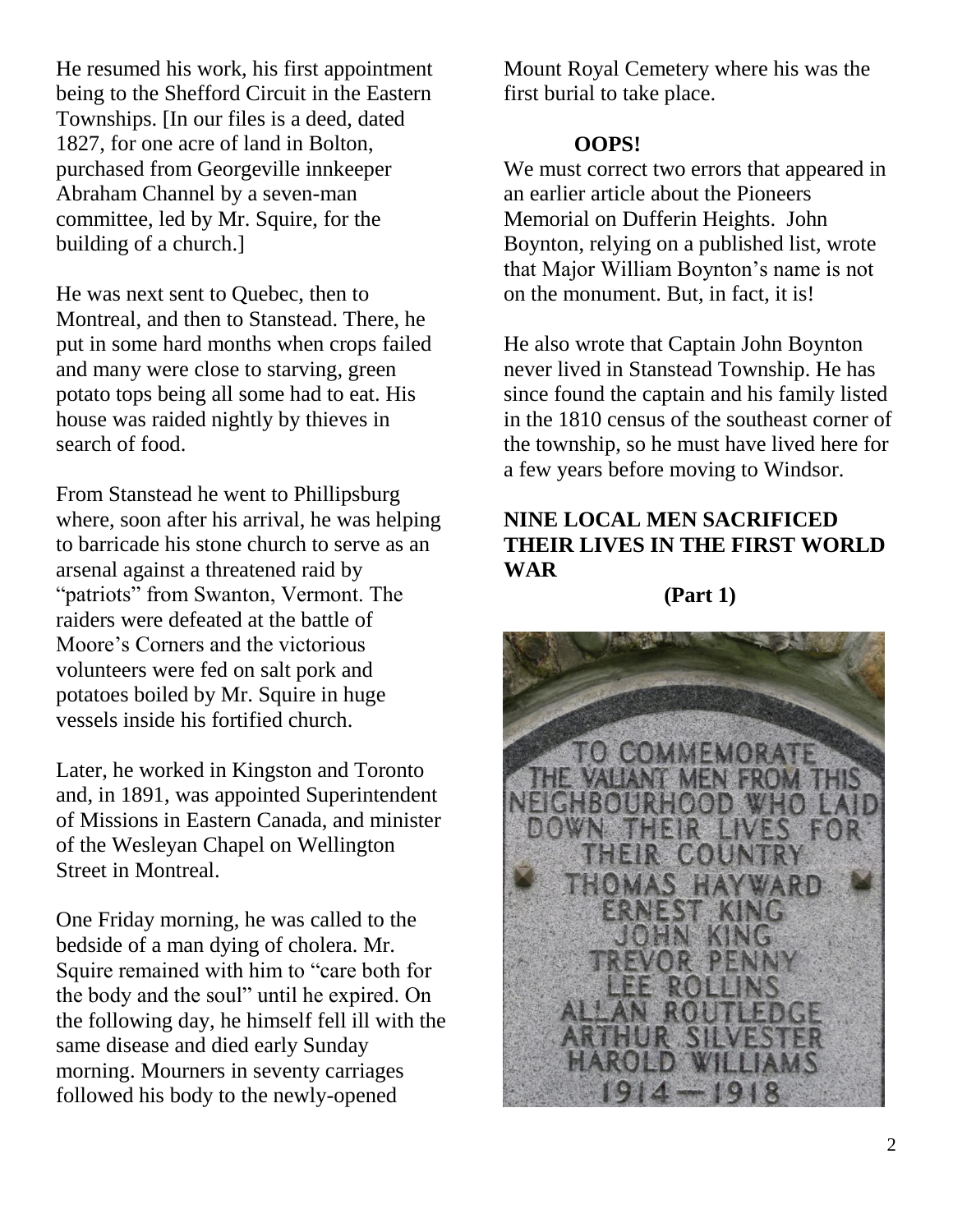He resumed his work, his first appointment being to the Shefford Circuit in the Eastern Townships. [In our files is a deed, dated 1827, for one acre of land in Bolton, purchased from Georgeville innkeeper Abraham Channel by a seven-man committee, led by Mr. Squire, for the building of a church.]

He was next sent to Quebec, then to Montreal, and then to Stanstead. There, he put in some hard months when crops failed and many were close to starving, green potato tops being all some had to eat. His house was raided nightly by thieves in search of food.

From Stanstead he went to Phillipsburg where, soon after his arrival, he was helping to barricade his stone church to serve as an arsenal against a threatened raid by "patriots" from Swanton, Vermont. The raiders were defeated at the battle of Moore's Corners and the victorious volunteers were fed on salt pork and potatoes boiled by Mr. Squire in huge vessels inside his fortified church.

Later, he worked in Kingston and Toronto and, in 1891, was appointed Superintendent of Missions in Eastern Canada, and minister of the Wesleyan Chapel on Wellington Street in Montreal.

One Friday morning, he was called to the bedside of a man dying of cholera. Mr. Squire remained with him to "care both for the body and the soul" until he expired. On the following day, he himself fell ill with the same disease and died early Sunday morning. Mourners in seventy carriages followed his body to the newly-opened Mount Royal Cemetery where his was the first burial to take place.

### OOPS!

We must correct two errors that appeared in an earlier article about the Pioneers Memorial on Dufferin Heights. John Boynton, relying on a published list, wrote that Major William Boynton's name is not on the monument. But, in fact, it is!

He also wrote that Captain John Boynton never lived in Stanstead Township. He has since found the captain and his family listed in the 1810 census of the southeast corner of the township, so he must have lived here for a few years before moving to Windsor.

## NINE LOCAL MEN SACRIFICED THEIR LIVES IN THE FIRST WORLD WAR

**(Part 1)**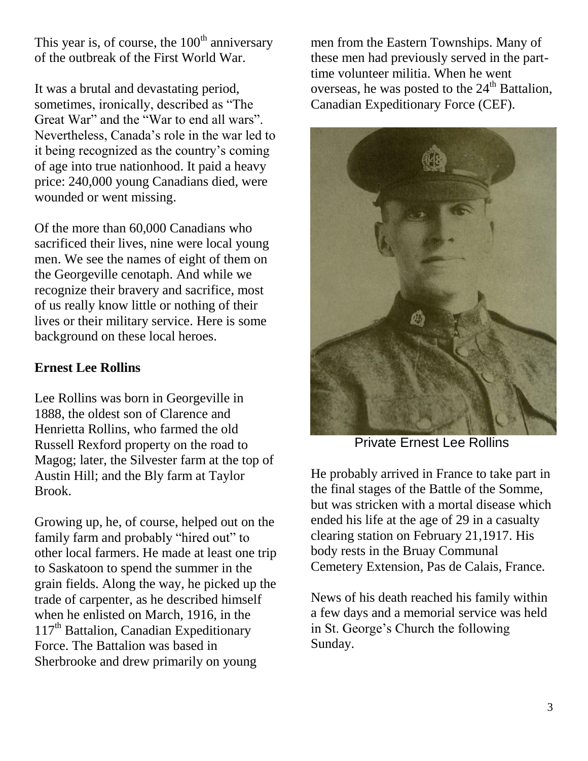This year is, of course, the 100th anniversary of the outbreak of the First World War.

It was a brutal and devastating period, sometimes, ironically, described as "The Great War" and the "War to end all wars". Nevertheless, Canada's role in the war led to it being recognized as the country's coming of age into true nationhood. It paid a heavy price: 240,000 young Canadians died, were wounded or went missing.

Of the more than 60,000 Canadians who sacrificed their lives, nine were local young men. We see the names of eight of them on the Georgeville cenotaph. And while we recognize their bravery and sacrifice, most of us really know little or nothing of their lives or their military service. Here is some background on these local heroes.

**Ernest Lee Rollins**

Lee Rollins was born in Georgeville in 1888, the oldest son of Clarence and Henrietta Rollins, who farmed the old Russell Rexford property on the road to Magog; later, the Silvester farm at the top of Austin Hill; and the Bly farm at Taylor Brook.

Growing up, he, of course, helped out on the family farm and probably "hired out" to other local farmers. He made at least one trip to Saskatoon to spend the summer in the grain fields. Along the way, he picked up the trade of carpenter, as he described himself when he enlisted on March, 1916, in the 117th Battalion, Canadian Expeditionary Force. The Battalion was based in Sherbrooke and drew primarily on young men from the Eastern Townships. Many of these men had previously served in the part-time volunteer militia. When he went overseas, he was posted to the 24th Battalion, Canadian Expeditionary Force (CEF).

Private Ernest Lee Rollins

He probably arrived in France to take part in the final stages of the Battle of the Somme, but was stricken with a mortal disease which ended his life at the age of 29 in a casualty clearing station on February 21,1917. His body rests in the Bruay Communal Cemetery Extension, Pas de Calais, France.

News of his death reached his family within a few days and a memorial service was held in St. George's Church the following Sunday.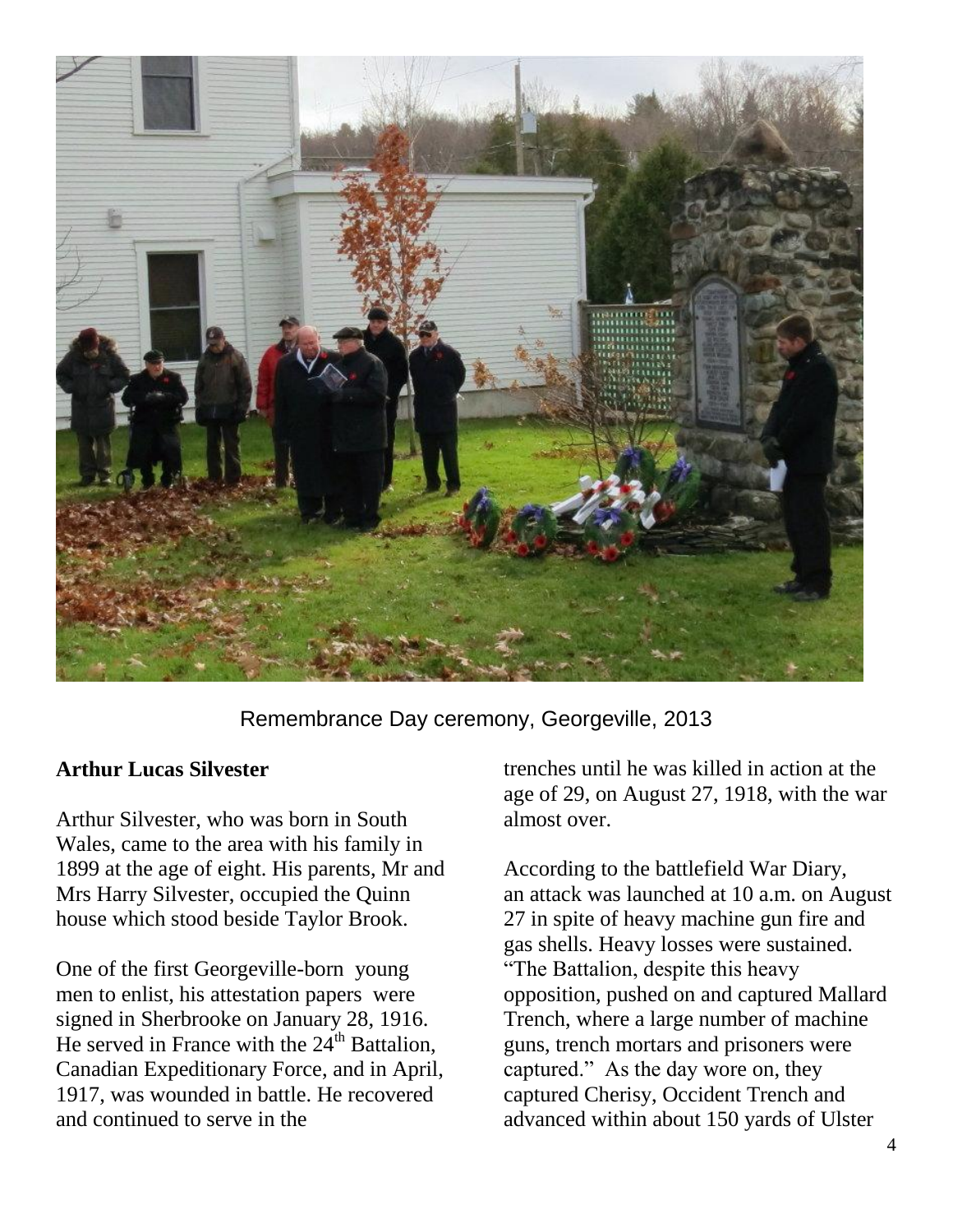Remembrance Day ceremony, Georgeville, 2013

**Arthur Lucas Silvester**

Arthur Silvester, who was born in South Wales, came to the area with his family in 1899 at the age of eight. His parents, Mr and Mrs Harry Silvester, occupied the Quinn house which stood beside Taylor Brook.

One of the first Georgeville-born young men to enlist, his attestation papers were signed in Sherbrooke on January 28, 1916. He served in France with the 24th Battalion, Canadian Expeditionary Force, and in April, 1917, was wounded in battle. He recovered and continued to serve in the trenches until he was killed in action at the age of 29, on August 27, 1918, with the war almost over.

According to the battlefield War Diary, an attack was launched at 10 a.m. on August 27 in spite of heavy machine gun fire and gas shells. Heavy losses were sustained. "The Battalion, despite this heavy opposition, pushed on and captured Mallard Trench, where a large number of machine guns, trench mortars and prisoners were captured." As the day wore on, they captured Cherisy, Occident Trench and advanced within about 150 yards of Ulster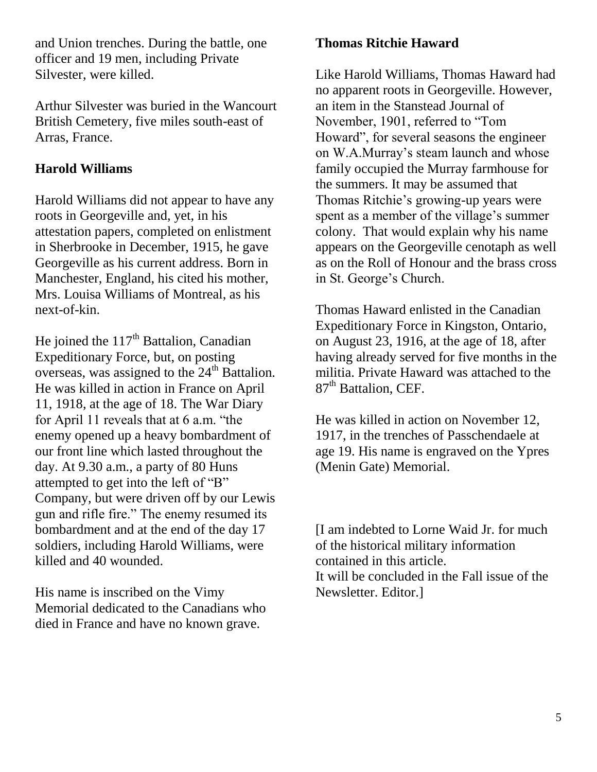and Union trenches. During the battle, one officer and 19 men, including Private Silvester, were killed.

Arthur Silvester was buried in the Wancourt British Cemetery, five miles south-east of Arras, France.

**Harold Williams**

Harold Williams did not appear to have any roots in Georgeville and, yet, in his attestation papers, completed on enlistment in Sherbrooke in December, 1915, he gave Georgeville as his current address. Born in Manchester, England, his cited his mother, Mrs. Louisa Williams of Montreal, as his next-of-kin.

He joined the 117th Battalion, Canadian Expeditionary Force, but, on posting overseas, was assigned to the 24th Battalion. He was killed in action in France on April 11, 1918, at the age of 18. The War Diary for April 11 reveals that at 6 a.m. "the enemy opened up a heavy bombardment of our front line which lasted throughout the day. At 9.30 a.m., a party of 80 Huns attempted to get into the left of "B" Company, but were driven off by our Lewis gun and rifle fire." The enemy resumed its bombardment and at the end of the day 17 soldiers, including Harold Williams, were killed and 40 wounded.

His name is inscribed on the Vimy Memorial dedicated to the Canadians who died in France and have no known grave.

**Thomas Ritchie Haward**

Like Harold Williams, Thomas Haward had no apparent roots in Georgeville. However, an item in the Stanstead Journal of November, 1901, referred to "Tom Howard", for several seasons the engineer on W.A.Murray's steam launch and whose family occupied the Murray farmhouse for the summers. It may be assumed that Thomas Ritchie's growing-up years were spent as a member of the village's summer colony. That would explain why his name appears on the Georgeville cenotaph as well as on the Roll of Honour and the brass cross in St. George's Church.

Thomas Haward enlisted in the Canadian Expeditionary Force in Kingston, Ontario, on August 23, 1916, at the age of 18, after having already served for five months in the militia. Private Haward was attached to the 87th Battalion, CEF.

He was killed in action on November 12, 1917, in the trenches of Passchendaele at age 19. His name is engraved on the Ypres (Menin Gate) Memorial.

[I am indebted to Lorne Waid Jr. for much of the historical military information contained in this article.
It will be concluded in the Fall issue of the Newsletter. Editor.]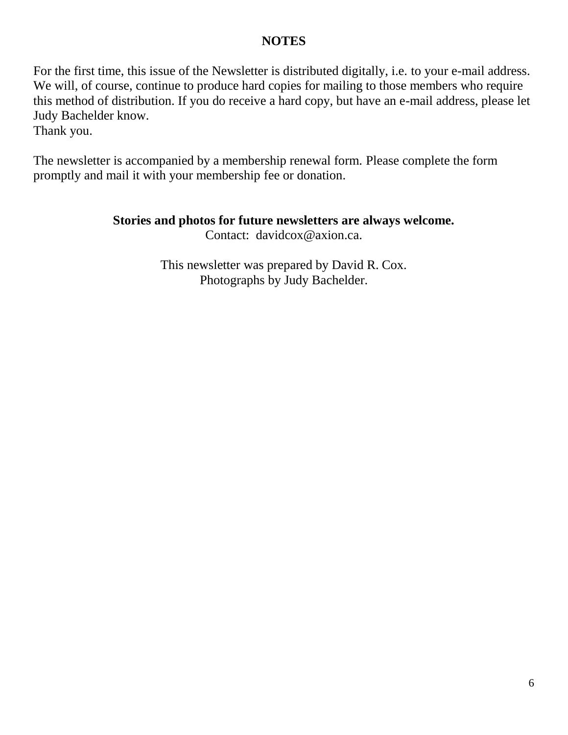## NOTES

For the first time, this issue of the Newsletter is distributed digitally, i.e. to your e-mail address. We will, of course, continue to produce hard copies for mailing to those members who require this method of distribution. If you do receive a hard copy, but have an e-mail address, please let Judy Bachelder know.
Thank you.

The newsletter is accompanied by a membership renewal form. Please complete the form promptly and mail it with your membership fee or donation.

**Stories and photos for future newsletters are always welcome.**
Contact: davidcox@axion.ca.

This newsletter was prepared by David R. Cox.
Photographs by Judy Bachelder.